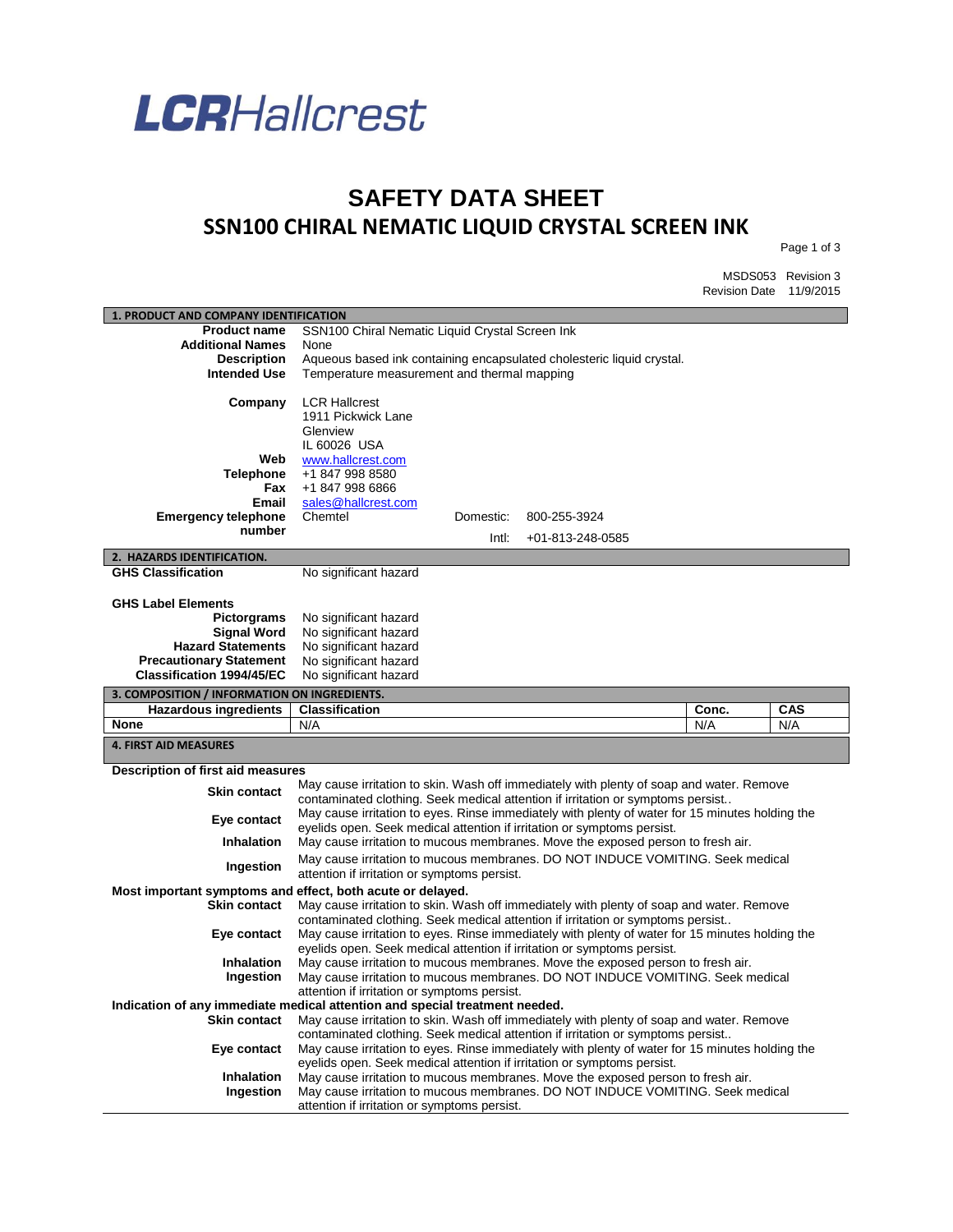**LCRHallcrest**

# SAFETY DATA SHEET

## SSN100 CHIRAL NEMATIC LIQUID CRYSTAL SCREEN INK

MSDS053 Revision 3
Revision Date 11/9/2015

### 1. PRODUCT AND COMPANY IDENTIFICATION

| | |
|---|---|
| **Product name** | SSN100 Chiral Nematic Liquid Crystal Screen Ink |
| **Additional Names** | None |
| **Description** | Aqueous based ink containing encapsulated cholesteric liquid crystal. |
| **Intended Use** | Temperature measurement and thermal mapping |
| **Company** | LCR Hallcrest<br>1911 Pickwick Lane<br>Glenview<br>IL 60026 USA |
| **Web** | www.hallcrest.com |
| **Telephone** | +1 847 998 8580 |
| **Fax** | +1 847 998 6866 |
| **Email** | sales@hallcrest.com |
| **Emergency telephone number** | Chemtel Domestic: 800-255-3924<br>Intl: +01-813-248-0585 |

### 2. HAZARDS IDENTIFICATION.

| | |
|---|---|
| **GHS Classification** | No significant hazard |

**GHS Label Elements**

| | |
|---|---|
| **Pictograms** | No significant hazard |
| **Signal Word** | No significant hazard |
| **Hazard Statements** | No significant hazard |
| **Precautionary Statement** | No significant hazard |
| **Classification 1994/45/EC** | No significant hazard |

### 3. COMPOSITION / INFORMATION ON INGREDIENTS.

| Hazardous ingredients | Classification | Conc. | CAS |
|---|---|---|---|
| None | N/A | N/A | N/A |

### 4. FIRST AID MEASURES

**Description of first aid measures**

| | |
|---|---|
| **Skin contact** | May cause irritation to skin. Wash off immediately with plenty of soap and water. Remove contaminated clothing. Seek medical attention if irritation or symptoms persist.. |
| **Eye contact** | May cause irritation to eyes. Rinse immediately with plenty of water for 15 minutes holding the eyelids open. Seek medical attention if irritation or symptoms persist. |
| **Inhalation** | May cause irritation to mucous membranes. Move the exposed person to fresh air. |
| **Ingestion** | May cause irritation to mucous membranes. DO NOT INDUCE VOMITING. Seek medical attention if irritation or symptoms persist. |

**Most important symptoms and effect, both acute or delayed.**

| | |
|---|---|
| **Skin contact** | May cause irritation to skin. Wash off immediately with plenty of soap and water. Remove contaminated clothing. Seek medical attention if irritation or symptoms persist.. |
| **Eye contact** | May cause irritation to eyes. Rinse immediately with plenty of water for 15 minutes holding the eyelids open. Seek medical attention if irritation or symptoms persist. |
| **Inhalation** | May cause irritation to mucous membranes. Move the exposed person to fresh air. |
| **Ingestion** | May cause irritation to mucous membranes. DO NOT INDUCE VOMITING. Seek medical attention if irritation or symptoms persist. |

**Indication of any immediate medical attention and special treatment needed.**

| | |
|---|---|
| **Skin contact** | May cause irritation to skin. Wash off immediately with plenty of soap and water. Remove contaminated clothing. Seek medical attention if irritation or symptoms persist.. |
| **Eye contact** | May cause irritation to eyes. Rinse immediately with plenty of water for 15 minutes holding the eyelids open. Seek medical attention if irritation or symptoms persist. |
| **Inhalation** | May cause irritation to mucous membranes. Move the exposed person to fresh air. |
| **Ingestion** | May cause irritation to mucous membranes. DO NOT INDUCE VOMITING. Seek medical attention if irritation or symptoms persist. |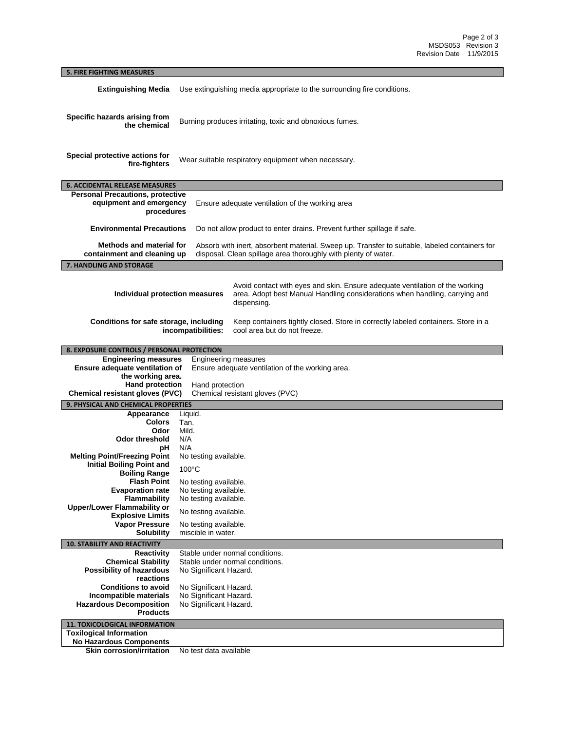## 5. FIRE FIGHTING MEASURES

| | |
|---|---|
| **Extinguishing Media** | Use extinguishing media appropriate to the surrounding fire conditions. |
| **Specific hazards arising from the chemical** | Burning produces irritating, toxic and obnoxious fumes. |
| **Special protective actions for fire-fighters** | Wear suitable respiratory equipment when necessary. |

## 6. ACCIDENTAL RELEASE MEASURES

| | |
|---|---|
| **Personal Precautions, protective equipment and emergency procedures** | Ensure adequate ventilation of the working area |
| **Environmental Precautions** | Do not allow product to enter drains. Prevent further spillage if safe. |
| **Methods and material for containment and cleaning up** | Absorb with inert, absorbent material. Sweep up. Transfer to suitable, labeled containers for disposal. Clean spillage area thoroughly with plenty of water. |

## 7. HANDLING AND STORAGE

| | |
|---|---|
| **Individual protection measures** | Avoid contact with eyes and skin. Ensure adequate ventilation of the working area. Adopt best Manual Handling considerations when handling, carrying and dispensing. |
| **Conditions for safe storage, including incompatibilities:** | Keep containers tightly closed. Store in correctly labeled containers. Store in a cool area but do not freeze. |

## 8. EXPOSURE CONTROLS / PERSONAL PROTECTION

| | |
|---|---|
| **Engineering measures** | Engineering measures |
| **Ensure adequate ventilation of the working area.** | Ensure adequate ventilation of the working area. |
| **Hand protection** | Hand protection |
| **Chemical resistant gloves (PVC)** | Chemical resistant gloves (PVC) |

## 9. PHYSICAL AND CHEMICAL PROPERTIES

| | |
|---|---|
| **Appearance** | Liquid. |
| **Colors** | Tan. |
| **Odor** | Mild. |
| **Odor threshold** | N/A |
| **pH** | N/A |
| **Melting Point/Freezing Point** | No testing available. |
| **Initial Boiling Point and Boiling Range** | 100°C |
| **Flash Point** | No testing available. |
| **Evaporation rate** | No testing available. |
| **Flammability** | No testing available. |
| **Upper/Lower Flammability or Explosive Limits** | No testing available. |
| **Vapor Pressure** | No testing available. |
| **Solubility** | miscible in water. |

## 10. STABILITY AND REACTIVITY

| | |
|---|---|
| **Reactivity** | Stable under normal conditions. |
| **Chemical Stability** | Stable under normal conditions. |
| **Possibility of hazardous reactions** | No Significant Hazard. |
| **Conditions to avoid** | No Significant Hazard. |
| **Incompatible materials** | No Significant Hazard. |
| **Hazardous Decomposition Products** | No Significant Hazard. |

## 11. TOXICOLOGICAL INFORMATION

**Toxilogical Information**

**No Hazardous Components**

| | |
|---|---|
| **Skin corrosion/irritation** | No test data available |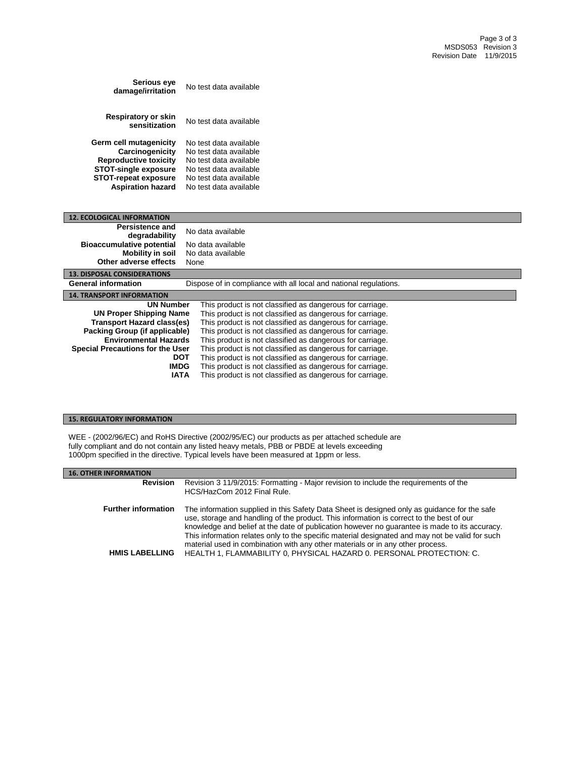| | |
|---|---|
| **Serious eye damage/irritation** | No test data available |
| **Respiratory or skin sensitization** | No test data available |
| **Germ cell mutagenicity** | No test data available |
| **Carcinogenicity** | No test data available |
| **Reproductive toxicity** | No test data available |
| **STOT-single exposure** | No test data available |
| **STOT-repeat exposure** | No test data available |
| **Aspiration hazard** | No test data available |

## 12. ECOLOGICAL INFORMATION

| | |
|---|---|
| **Persistence and degradability** | No data available |
| **Bioaccumulative potential** | No data available |
| **Mobility in soil** | No data available |
| **Other adverse effects** | None |

## 13. DISPOSAL CONSIDERATIONS

| | |
|---|---|
| **General information** | Dispose of in compliance with all local and national regulations. |

## 14. TRANSPORT INFORMATION

| | |
|---|---|
| **UN Number** | This product is not classified as dangerous for carriage. |
| **UN Proper Shipping Name** | This product is not classified as dangerous for carriage. |
| **Transport Hazard class(es)** | This product is not classified as dangerous for carriage. |
| **Packing Group (if applicable)** | This product is not classified as dangerous for carriage. |
| **Environmental Hazards** | This product is not classified as dangerous for carriage. |
| **Special Precautions for the User** | This product is not classified as dangerous for carriage. |
| **DOT** | This product is not classified as dangerous for carriage. |
| **IMDG** | This product is not classified as dangerous for carriage. |
| **IATA** | This product is not classified as dangerous for carriage. |

## 15. REGULATORY INFORMATION

WEE - (2002/96/EC) and RoHS Directive (2002/95/EC) our products as per attached schedule are fully compliant and do not contain any listed heavy metals, PBB or PBDE at levels exceeding 1000pm specified in the directive. Typical levels have been measured at 1ppm or less.

## 16. OTHER INFORMATION

| | |
|---|---|
| **Revision** | Revision 3 11/9/2015: Formatting - Major revision to include the requirements of the HCS/HazCom 2012 Final Rule. |
| **Further information** | The information supplied in this Safety Data Sheet is designed only as guidance for the safe use, storage and handling of the product. This information is correct to the best of our knowledge and belief at the date of publication however no guarantee is made to its accuracy. This information relates only to the specific material designated and may not be valid for such material used in combination with any other materials or in any other process. |
| **HMIS LABELLING** | HEALTH 1, FLAMMABILITY 0, PHYSICAL HAZARD 0. PERSONAL PROTECTION: C. |